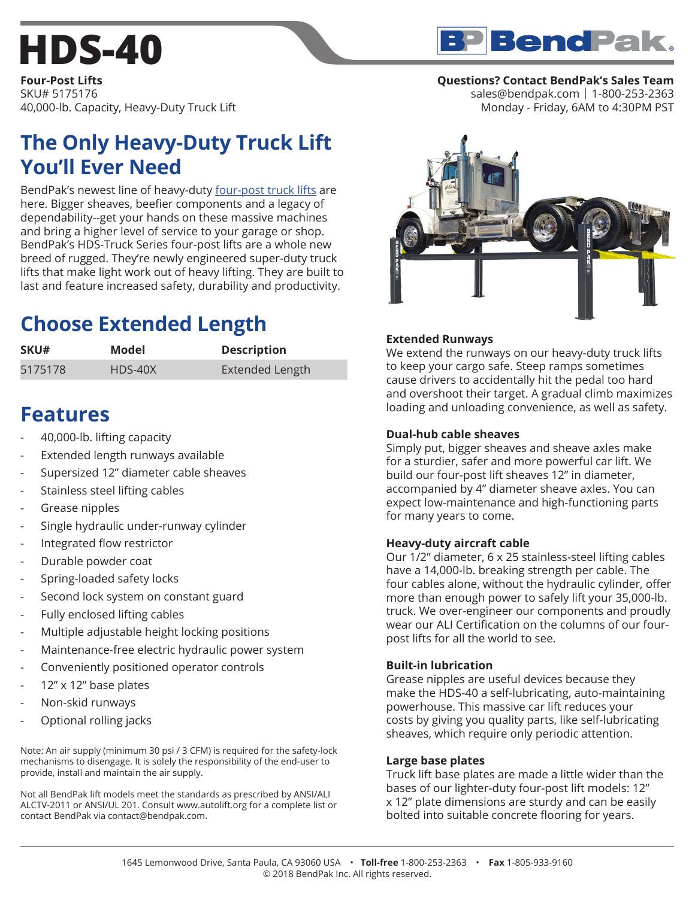# HDS-40

**Four-Post Lifts**
SKU# 5175176
40,000-lb. Capacity, Heavy-Duty Truck Lift

**Questions? Contact BendPak's Sales Team**
sales@bendpak.com | 1-800-253-2363
Monday - Friday, 6AM to 4:30PM PST

## The Only Heavy-Duty Truck Lift You'll Ever Need

BendPak's newest line of heavy-duty four-post truck lifts are here. Bigger sheaves, beefier components and a legacy of dependability--get your hands on these massive machines and bring a higher level of service to your garage or shop. BendPak's HDS-Truck Series four-post lifts are a whole new breed of rugged. They're newly engineered super-duty truck lifts that make light work out of heavy lifting. They are built to last and feature increased safety, durability and productivity.

## Choose Extended Length

| SKU# | Model | Description |
|---|---|---|
| 5175178 | HDS-40X | Extended Length |

## Features

- 40,000-lb. lifting capacity
- Extended length runways available
- Supersized 12" diameter cable sheaves
- Stainless steel lifting cables
- Grease nipples
- Single hydraulic under-runway cylinder
- Integrated flow restrictor
- Durable powder coat
- Spring-loaded safety locks
- Second lock system on constant guard
- Fully enclosed lifting cables
- Multiple adjustable height locking positions
- Maintenance-free electric hydraulic power system
- Conveniently positioned operator controls
- 12" x 12" base plates
- Non-skid runways
- Optional rolling jacks

Note: An air supply (minimum 30 psi / 3 CFM) is required for the safety-lock mechanisms to disengage. It is solely the responsibility of the end-user to provide, install and maintain the air supply.

Not all BendPak lift models meet the standards as prescribed by ANSI/ALI ALCTV-2011 or ANSI/UL 201. Consult www.autolift.org for a complete list or contact BendPak via contact@bendpak.com.

### Extended Runways

We extend the runways on our heavy-duty truck lifts to keep your cargo safe. Steep ramps sometimes cause drivers to accidentally hit the pedal too hard and overshoot their target. A gradual climb maximizes loading and unloading convenience, as well as safety.

### Dual-hub cable sheaves

Simply put, bigger sheaves and sheave axles make for a sturdier, safer and more powerful car lift. We build our four-post lift sheaves 12" in diameter, accompanied by 4" diameter sheave axles. You can expect low-maintenance and high-functioning parts for many years to come.

### Heavy-duty aircraft cable

Our 1/2" diameter, 6 x 25 stainless-steel lifting cables have a 14,000-lb. breaking strength per cable. The four cables alone, without the hydraulic cylinder, offer more than enough power to safely lift your 35,000-lb. truck. We over-engineer our components and proudly wear our ALI Certification on the columns of our four-post lifts for all the world to see.

### Built-in lubrication

Grease nipples are useful devices because they make the HDS-40 a self-lubricating, auto-maintaining powerhouse. This massive car lift reduces your costs by giving you quality parts, like self-lubricating sheaves, which require only periodic attention.

### Large base plates

Truck lift base plates are made a little wider than the bases of our lighter-duty four-post lift models: 12" x 12" plate dimensions are sturdy and can be easily bolted into suitable concrete flooring for years.

1645 Lemonwood Drive, Santa Paula, CA 93060 USA • **Toll-free** 1-800-253-2363 • **Fax** 1-805-933-9160
© 2018 BendPak Inc. All rights reserved.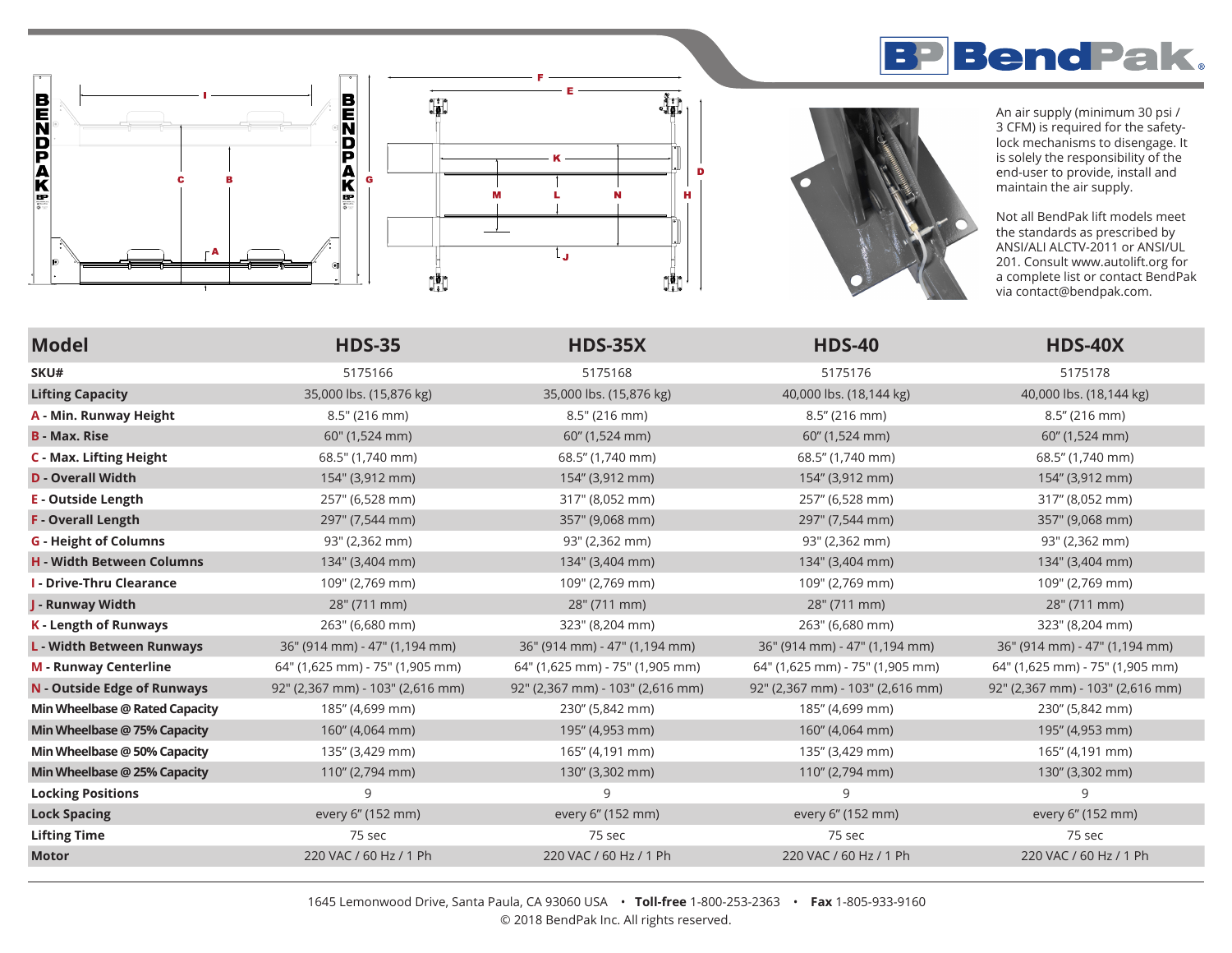An air supply (minimum 30 psi / 3 CFM) is required for the safety-lock mechanisms to disengage. It is solely the responsibility of the end-user to provide, install and maintain the air supply.

Not all BendPak lift models meet the standards as prescribed by ANSI/ALI ALCTV-2011 or ANSI/UL 201. Consult www.autolift.org for a complete list or contact BendPak via contact@bendpak.com.

| Model | HDS-35 | HDS-35X | HDS-40 | HDS-40X |
|---|---|---|---|---|
| SKU# | 5175166 | 5175168 | 5175176 | 5175178 |
| Lifting Capacity | 35,000 lbs. (15,876 kg) | 35,000 lbs. (15,876 kg) | 40,000 lbs. (18,144 kg) | 40,000 lbs. (18,144 kg) |
| A - Min. Runway Height | 8.5" (216 mm) | 8.5" (216 mm) | 8.5" (216 mm) | 8.5" (216 mm) |
| B - Max. Rise | 60" (1,524 mm) | 60" (1,524 mm) | 60" (1,524 mm) | 60" (1,524 mm) |
| C - Max. Lifting Height | 68.5" (1,740 mm) | 68.5" (1,740 mm) | 68.5" (1,740 mm) | 68.5" (1,740 mm) |
| D - Overall Width | 154" (3,912 mm) | 154" (3,912 mm) | 154" (3,912 mm) | 154" (3,912 mm) |
| E - Outside Length | 257" (6,528 mm) | 317" (8,052 mm) | 257" (6,528 mm) | 317" (8,052 mm) |
| F - Overall Length | 297" (7,544 mm) | 357" (9,068 mm) | 297" (7,544 mm) | 357" (9,068 mm) |
| G - Height of Columns | 93" (2,362 mm) | 93" (2,362 mm) | 93" (2,362 mm) | 93" (2,362 mm) |
| H - Width Between Columns | 134" (3,404 mm) | 134" (3,404 mm) | 134" (3,404 mm) | 134" (3,404 mm) |
| I - Drive-Thru Clearance | 109" (2,769 mm) | 109" (2,769 mm) | 109" (2,769 mm) | 109" (2,769 mm) |
| J - Runway Width | 28" (711 mm) | 28" (711 mm) | 28" (711 mm) | 28" (711 mm) |
| K - Length of Runways | 263" (6,680 mm) | 323" (8,204 mm) | 263" (6,680 mm) | 323" (8,204 mm) |
| L - Width Between Runways | 36" (914 mm) - 47" (1,194 mm) | 36" (914 mm) - 47" (1,194 mm) | 36" (914 mm) - 47" (1,194 mm) | 36" (914 mm) - 47" (1,194 mm) |
| M - Runway Centerline | 64" (1,625 mm) - 75" (1,905 mm) | 64" (1,625 mm) - 75" (1,905 mm) | 64" (1,625 mm) - 75" (1,905 mm) | 64" (1,625 mm) - 75" (1,905 mm) |
| N - Outside Edge of Runways | 92" (2,367 mm) - 103" (2,616 mm) | 92" (2,367 mm) - 103" (2,616 mm) | 92" (2,367 mm) - 103" (2,616 mm) | 92" (2,367 mm) - 103" (2,616 mm) |
| Min Wheelbase @ Rated Capacity | 185" (4,699 mm) | 230" (5,842 mm) | 185" (4,699 mm) | 230" (5,842 mm) |
| Min Wheelbase @ 75% Capacity | 160" (4,064 mm) | 195" (4,953 mm) | 160" (4,064 mm) | 195" (4,953 mm) |
| Min Wheelbase @ 50% Capacity | 135" (3,429 mm) | 165" (4,191 mm) | 135" (3,429 mm) | 165" (4,191 mm) |
| Min Wheelbase @ 25% Capacity | 110" (2,794 mm) | 130" (3,302 mm) | 110" (2,794 mm) | 130" (3,302 mm) |
| Locking Positions | 9 | 9 | 9 | 9 |
| Lock Spacing | every 6" (152 mm) | every 6" (152 mm) | every 6" (152 mm) | every 6" (152 mm) |
| Lifting Time | 75 sec | 75 sec | 75 sec | 75 sec |
| Motor | 220 VAC / 60 Hz / 1 Ph | 220 VAC / 60 Hz / 1 Ph | 220 VAC / 60 Hz / 1 Ph | 220 VAC / 60 Hz / 1 Ph |

1645 Lemonwood Drive, Santa Paula, CA 93060 USA • **Toll-free** 1-800-253-2363 • **Fax** 1-805-933-9160
© 2018 BendPak Inc. All rights reserved.